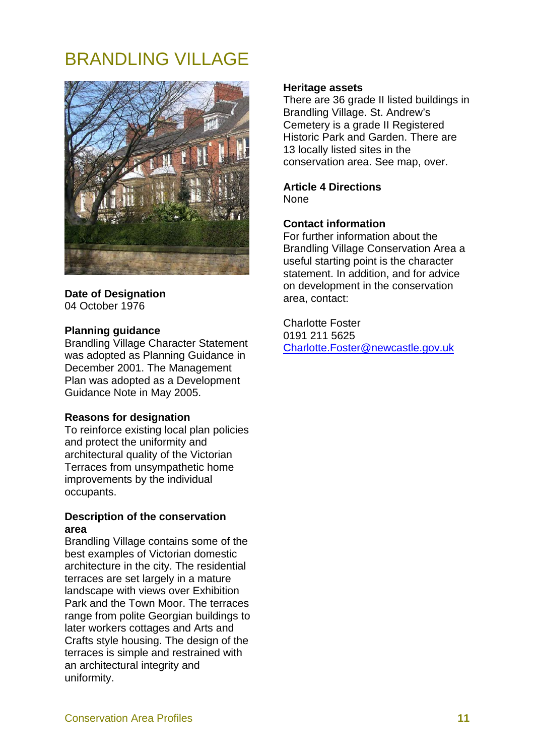# BRANDLING VILLAGE

**Date of Designation**
04 October 1976

**Planning guidance**
Brandling Village Character Statement was adopted as Planning Guidance in December 2001. The Management Plan was adopted as a Development Guidance Note in May 2005.

**Reasons for designation**
To reinforce existing local plan policies and protect the uniformity and architectural quality of the Victorian Terraces from unsympathetic home improvements by the individual occupants.

**Description of the conservation area**
Brandling Village contains some of the best examples of Victorian domestic architecture in the city. The residential terraces are set largely in a mature landscape with views over Exhibition Park and the Town Moor. The terraces range from polite Georgian buildings to later workers cottages and Arts and Crafts style housing. The design of the terraces is simple and restrained with an architectural integrity and uniformity.

**Heritage assets**
There are 36 grade II listed buildings in Brandling Village. St. Andrew's Cemetery is a grade II Registered Historic Park and Garden. There are 13 locally listed sites in the conservation area. See map, over.

**Article 4 Directions**
None

**Contact information**
For further information about the Brandling Village Conservation Area a useful starting point is the character statement. In addition, and for advice on development in the conservation area, contact:

Charlotte Foster
0191 211 5625
Charlotte.Foster@newcastle.gov.uk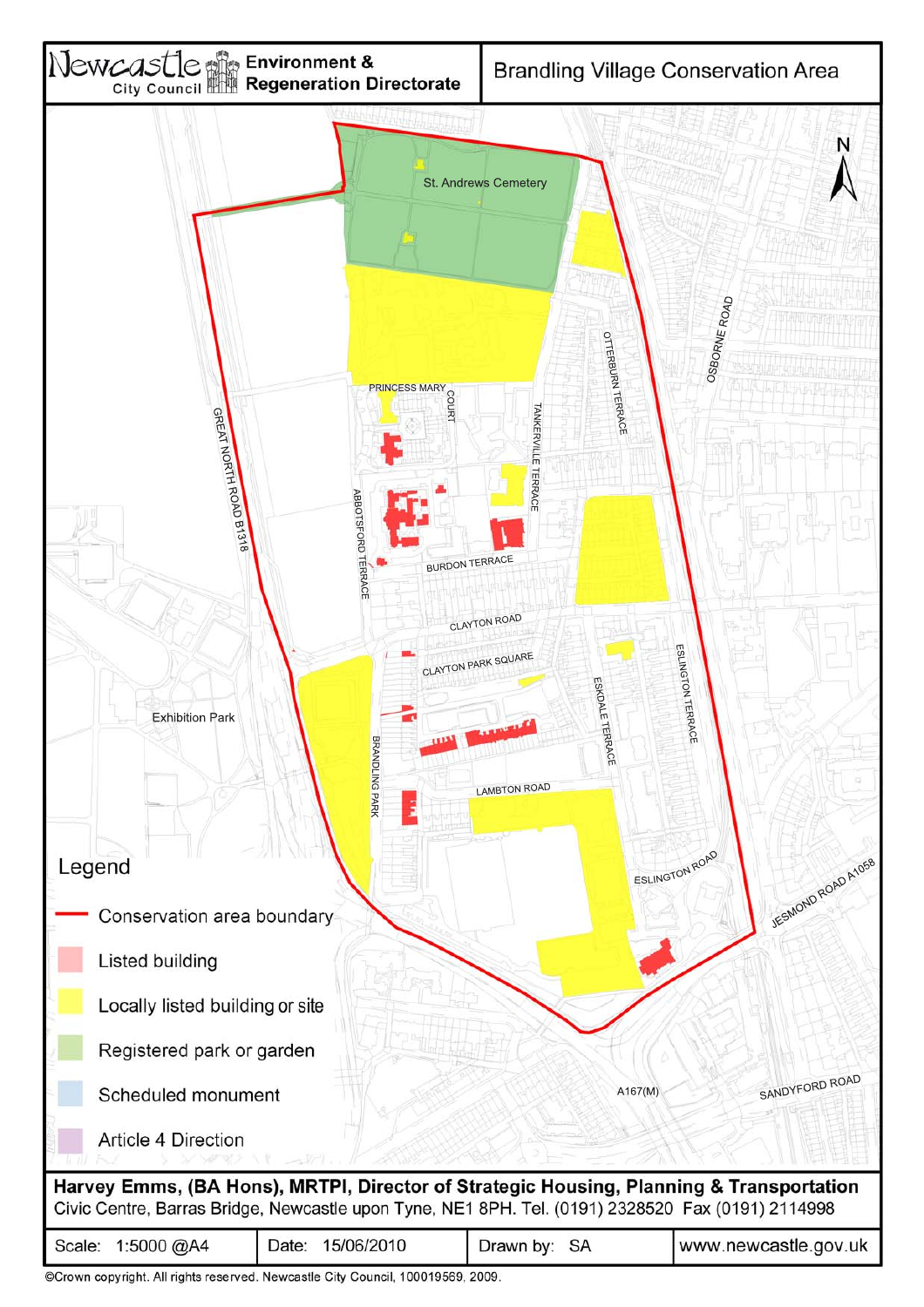# Newcastle City Council — Environment & Regeneration Directorate

## Brandling Village Conservation Area

St. Andrews Cemetery

PRINCESS MARY COURT

GREAT NORTH ROAD B1318

ABBOTSFORD TERRACE

TANKERVILLE TERRACE

OTTERBURN TERRACE

OSBORNE ROAD

BURDON TERRACE

CLAYTON ROAD

CLAYTON PARK SQUARE

ESKDALE TERRACE

ESLINGTON TERRACE

Exhibition Park

BRANDLING PARK

LAMBTON ROAD

ESLINGTON ROAD

JESMOND ROAD A1058

A167(M)

SANDYFORD ROAD

N

**Legend**

- Conservation area boundary
- Listed building
- Locally listed building or site
- Registered park or garden
- Scheduled monument
- Article 4 Direction

**Harvey Emms, (BA Hons), MRTPI, Director of Strategic Housing, Planning & Transportation**
Civic Centre, Barras Bridge, Newcastle upon Tyne, NE1 8PH. Tel. (0191) 2328520 Fax (0191) 2114998

| Scale: 1:5000 @A4 | Date: 15/06/2010 | Drawn by: SA | www.newcastle.gov.uk |
|---|---|---|---|

©Crown copyright. All rights reserved. Newcastle City Council, 100019569, 2009.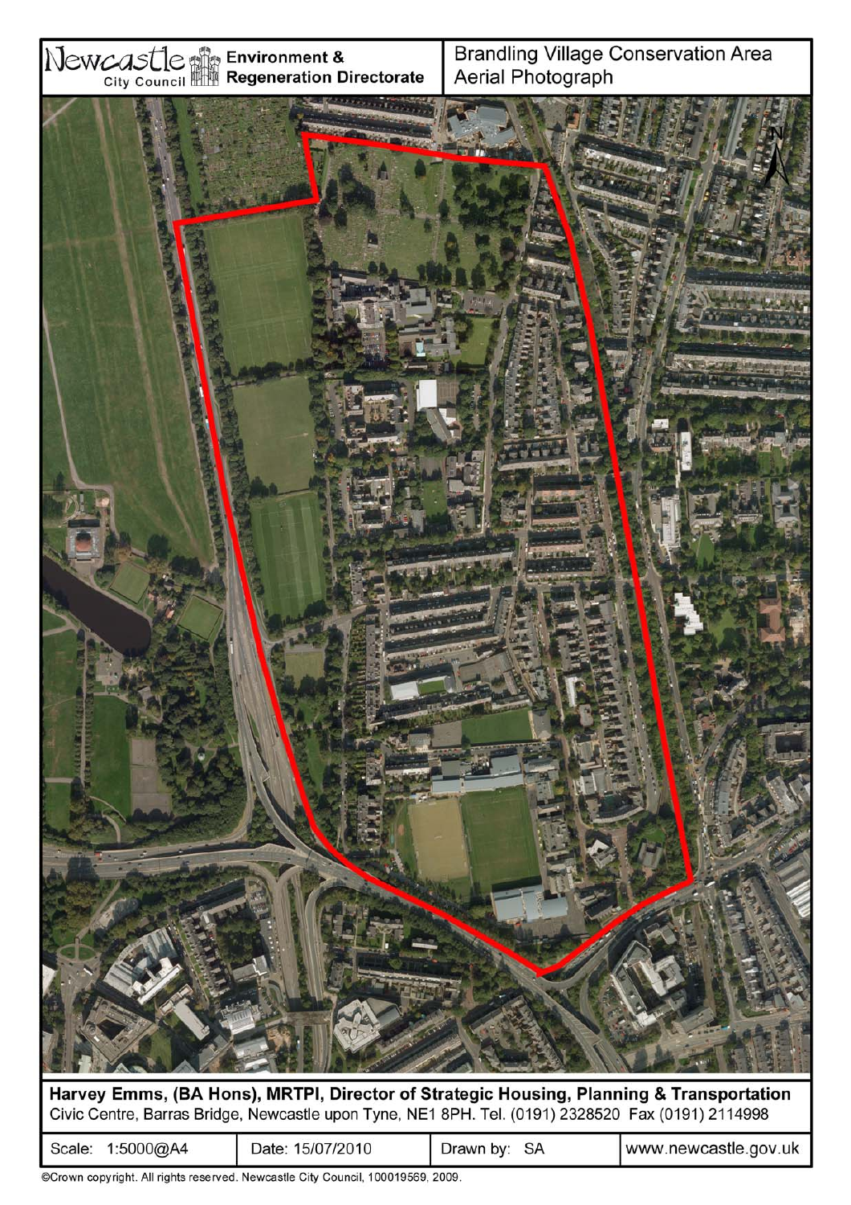Newcastle City Council | Environment & Regeneration Directorate

Brandling Village Conservation Area Aerial Photograph

**Harvey Emms, (BA Hons), MRTPI, Director of Strategic Housing, Planning & Transportation**
Civic Centre, Barras Bridge, Newcastle upon Tyne, NE1 8PH. Tel. (0191) 2328520 Fax (0191) 2114998

| | | | |
|---|---|---|---|
| Scale: 1:5000@A4 | Date: 15/07/2010 | Drawn by: SA | www.newcastle.gov.uk |

©Crown copyright. All rights reserved. Newcastle City Council, 100019569, 2009.